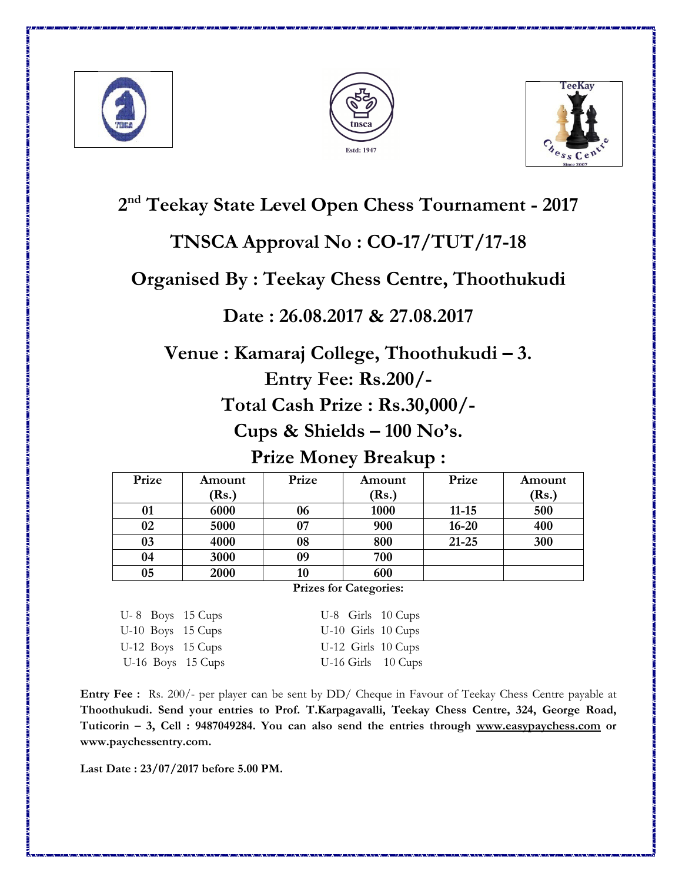## 2nd Teekay State Level Open Chess Tournament - 2017

## TNSCA Approval No : CO-17/TUT/17-18

## Organised By : Teekay Chess Centre, Thoothukudi

## Date : 26.08.2017 & 27.08.2017

## Venue : Kamaraj College, Thoothukudi – 3.

## Entry Fee: Rs.200/-

## Total Cash Prize : Rs.30,000/-

## Cups & Shields – 100 No's.

## Prize Money Breakup :

| Prize | Amount (Rs.) | Prize | Amount (Rs.) | Prize | Amount (Rs.) |
|---|---|---|---|---|---|
| 01 | 6000 | 06 | 1000 | 11-15 | 500 |
| 02 | 5000 | 07 | 900 | 16-20 | 400 |
| 03 | 4000 | 08 | 800 | 21-25 | 300 |
| 04 | 3000 | 09 | 700 | | |
| 05 | 2000 | 10 | 600 | | |

**Prizes for Categories:**

| | |
|---|---|
| U- 8 Boys 15 Cups | U-8 Girls 10 Cups |
| U-10 Boys 15 Cups | U-10 Girls 10 Cups |
| U-12 Boys 15 Cups | U-12 Girls 10 Cups |
| U-16 Boys 15 Cups | U-16 Girls 10 Cups |

**Entry Fee :** Rs. 200/- per player can be sent by DD/ Cheque in Favour of Teekay Chess Centre payable at **Thoothukudi. Send your entries to Prof. T.Karpagavalli, Teekay Chess Centre, 324, George Road, Tuticorin – 3, Cell : 9487049284. You can also send the entries through www.easypaychess.com or www.paychessentry.com.**

**Last Date : 23/07/2017 before 5.00 PM.**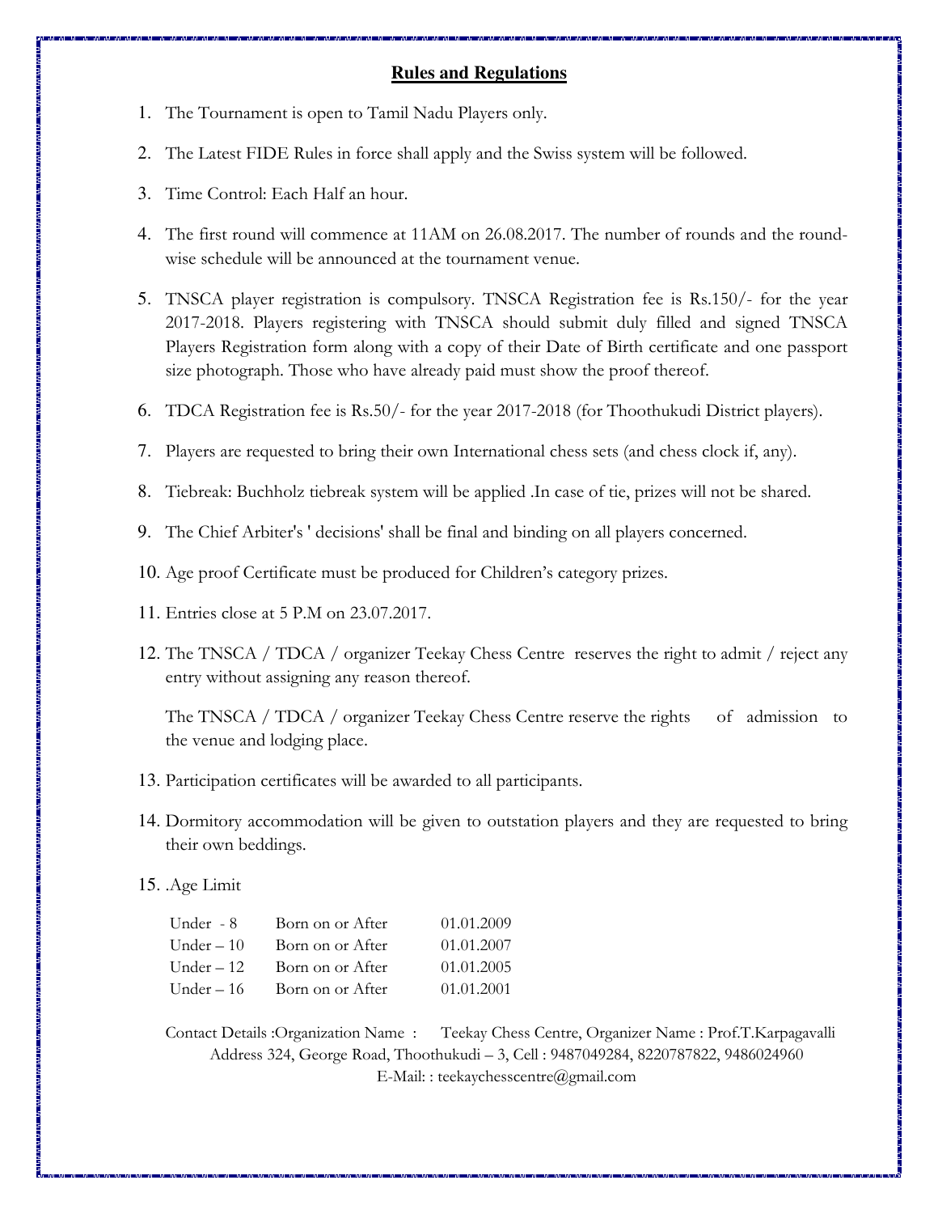## Rules and Regulations

1. The Tournament is open to Tamil Nadu Players only.
2. The Latest FIDE Rules in force shall apply and the Swiss system will be followed.
3. Time Control: Each Half an hour.
4. The first round will commence at 11AM on 26.08.2017. The number of rounds and the round-wise schedule will be announced at the tournament venue.
5. TNSCA player registration is compulsory. TNSCA Registration fee is Rs.150/- for the year 2017-2018. Players registering with TNSCA should submit duly filled and signed TNSCA Players Registration form along with a copy of their Date of Birth certificate and one passport size photograph. Those who have already paid must show the proof thereof.
6. TDCA Registration fee is Rs.50/- for the year 2017-2018 (for Thoothukudi District players).
7. Players are requested to bring their own International chess sets (and chess clock if, any).
8. Tiebreak: Buchholz tiebreak system will be applied .In case of tie, prizes will not be shared.
9. The Chief Arbiter's ' decisions' shall be final and binding on all players concerned.
10. Age proof Certificate must be produced for Children's category prizes.
11. Entries close at 5 P.M on 23.07.2017.
12. The TNSCA / TDCA / organizer Teekay Chess Centre reserves the right to admit / reject any entry without assigning any reason thereof.

    The TNSCA / TDCA / organizer Teekay Chess Centre reserve the rights of admission to the venue and lodging place.
13. Participation certificates will be awarded to all participants.
14. Dormitory accommodation will be given to outstation players and they are requested to bring their own beddings.
15. .Age Limit

| | | |
|---|---|---|
| Under - 8 | Born on or After | 01.01.2009 |
| Under – 10 | Born on or After | 01.01.2007 |
| Under – 12 | Born on or After | 01.01.2005 |
| Under – 16 | Born on or After | 01.01.2001 |

Contact Details :Organization Name : Teekay Chess Centre, Organizer Name : Prof.T.Karpagavalli
Address 324, George Road, Thoothukudi – 3, Cell : 9487049284, 8220787822, 9486024960
E-Mail: : teekaychesscentre@gmail.com